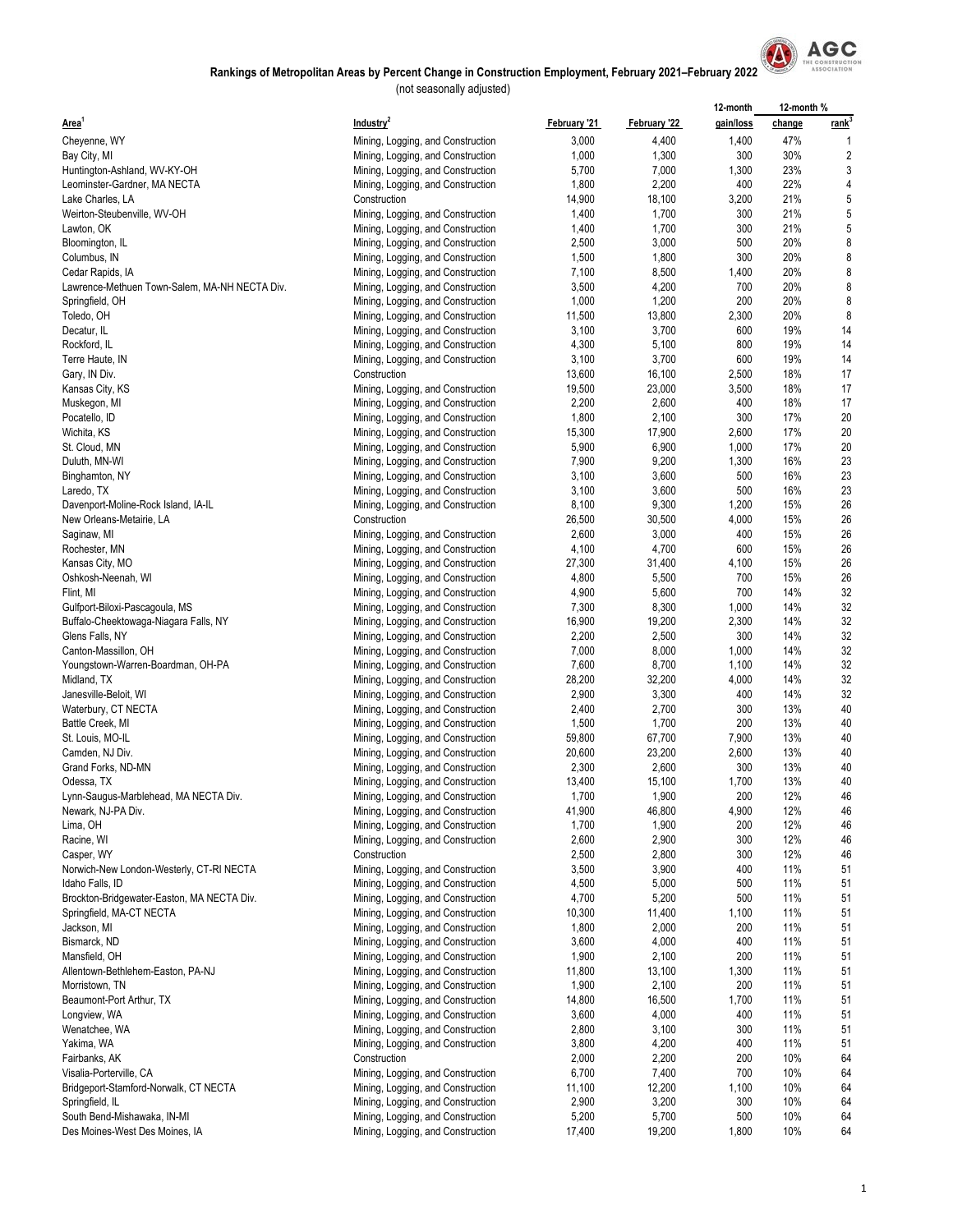## Rankings of Metropolitan Areas by Percent Change in Construction Employment, February 2021–February 2022

(not seasonally adjusted)

| Area[1] | Industry[2] | February '21 | February '22 | 12-month gain/loss | 12-month % change | 12-month % rank[3] |
|---|---|---|---|---|---|---|
| Cheyenne, WY | Mining, Logging, and Construction | 3,000 | 4,400 | 1,400 | 47% | 1 |
| Bay City, MI | Mining, Logging, and Construction | 1,000 | 1,300 | 300 | 30% | 2 |
| Huntington-Ashland, WV-KY-OH | Mining, Logging, and Construction | 5,700 | 7,000 | 1,300 | 23% | 3 |
| Leominster-Gardner, MA NECTA | Mining, Logging, and Construction | 1,800 | 2,200 | 400 | 22% | 4 |
| Lake Charles, LA | Construction | 14,900 | 18,100 | 3,200 | 21% | 5 |
| Weirton-Steubenville, WV-OH | Mining, Logging, and Construction | 1,400 | 1,700 | 300 | 21% | 5 |
| Lawton, OK | Mining, Logging, and Construction | 1,400 | 1,700 | 300 | 21% | 5 |
| Bloomington, IL | Mining, Logging, and Construction | 2,500 | 3,000 | 500 | 20% | 8 |
| Columbus, IN | Mining, Logging, and Construction | 1,500 | 1,800 | 300 | 20% | 8 |
| Cedar Rapids, IA | Mining, Logging, and Construction | 7,100 | 8,500 | 1,400 | 20% | 8 |
| Lawrence-Methuen Town-Salem, MA-NH NECTA Div. | Mining, Logging, and Construction | 3,500 | 4,200 | 700 | 20% | 8 |
| Springfield, OH | Mining, Logging, and Construction | 1,000 | 1,200 | 200 | 20% | 8 |
| Toledo, OH | Mining, Logging, and Construction | 11,500 | 13,800 | 2,300 | 20% | 8 |
| Decatur, IL | Mining, Logging, and Construction | 3,100 | 3,700 | 600 | 19% | 14 |
| Rockford, IL | Mining, Logging, and Construction | 4,300 | 5,100 | 800 | 19% | 14 |
| Terre Haute, IN | Mining, Logging, and Construction | 3,100 | 3,700 | 600 | 19% | 14 |
| Gary, IN Div. | Construction | 13,600 | 16,100 | 2,500 | 18% | 17 |
| Kansas City, KS | Mining, Logging, and Construction | 19,500 | 23,000 | 3,500 | 18% | 17 |
| Muskegon, MI | Mining, Logging, and Construction | 2,200 | 2,600 | 400 | 18% | 17 |
| Pocatello, ID | Mining, Logging, and Construction | 1,800 | 2,100 | 300 | 17% | 20 |
| Wichita, KS | Mining, Logging, and Construction | 15,300 | 17,900 | 2,600 | 17% | 20 |
| St. Cloud, MN | Mining, Logging, and Construction | 5,900 | 6,900 | 1,000 | 17% | 20 |
| Duluth, MN-WI | Mining, Logging, and Construction | 7,900 | 9,200 | 1,300 | 16% | 23 |
| Binghamton, NY | Mining, Logging, and Construction | 3,100 | 3,600 | 500 | 16% | 23 |
| Laredo, TX | Mining, Logging, and Construction | 3,100 | 3,600 | 500 | 16% | 23 |
| Davenport-Moline-Rock Island, IA-IL | Mining, Logging, and Construction | 8,100 | 9,300 | 1,200 | 15% | 26 |
| New Orleans-Metairie, LA | Construction | 26,500 | 30,500 | 4,000 | 15% | 26 |
| Saginaw, MI | Mining, Logging, and Construction | 2,600 | 3,000 | 400 | 15% | 26 |
| Rochester, MN | Mining, Logging, and Construction | 4,100 | 4,700 | 600 | 15% | 26 |
| Kansas City, MO | Mining, Logging, and Construction | 27,300 | 31,400 | 4,100 | 15% | 26 |
| Oshkosh-Neenah, WI | Mining, Logging, and Construction | 4,800 | 5,500 | 700 | 15% | 26 |
| Flint, MI | Mining, Logging, and Construction | 4,900 | 5,600 | 700 | 14% | 32 |
| Gulfport-Biloxi-Pascagoula, MS | Mining, Logging, and Construction | 7,300 | 8,300 | 1,000 | 14% | 32 |
| Buffalo-Cheektowaga-Niagara Falls, NY | Mining, Logging, and Construction | 16,900 | 19,200 | 2,300 | 14% | 32 |
| Glens Falls, NY | Mining, Logging, and Construction | 2,200 | 2,500 | 300 | 14% | 32 |
| Canton-Massillon, OH | Mining, Logging, and Construction | 7,000 | 8,000 | 1,000 | 14% | 32 |
| Youngstown-Warren-Boardman, OH-PA | Mining, Logging, and Construction | 7,600 | 8,700 | 1,100 | 14% | 32 |
| Midland, TX | Mining, Logging, and Construction | 28,200 | 32,200 | 4,000 | 14% | 32 |
| Janesville-Beloit, WI | Mining, Logging, and Construction | 2,900 | 3,300 | 400 | 14% | 32 |
| Waterbury, CT NECTA | Mining, Logging, and Construction | 2,400 | 2,700 | 300 | 13% | 40 |
| Battle Creek, MI | Mining, Logging, and Construction | 1,500 | 1,700 | 200 | 13% | 40 |
| St. Louis, MO-IL | Mining, Logging, and Construction | 59,800 | 67,700 | 7,900 | 13% | 40 |
| Camden, NJ Div. | Mining, Logging, and Construction | 20,600 | 23,200 | 2,600 | 13% | 40 |
| Grand Forks, ND-MN | Mining, Logging, and Construction | 2,300 | 2,600 | 300 | 13% | 40 |
| Odessa, TX | Mining, Logging, and Construction | 13,400 | 15,100 | 1,700 | 13% | 40 |
| Lynn-Saugus-Marblehead, MA NECTA Div. | Mining, Logging, and Construction | 1,700 | 1,900 | 200 | 12% | 46 |
| Newark, NJ-PA Div. | Mining, Logging, and Construction | 41,900 | 46,800 | 4,900 | 12% | 46 |
| Lima, OH | Mining, Logging, and Construction | 1,700 | 1,900 | 200 | 12% | 46 |
| Racine, WI | Mining, Logging, and Construction | 2,600 | 2,900 | 300 | 12% | 46 |
| Casper, WY | Construction | 2,500 | 2,800 | 300 | 12% | 46 |
| Norwich-New London-Westerly, CT-RI NECTA | Mining, Logging, and Construction | 3,500 | 3,900 | 400 | 11% | 51 |
| Idaho Falls, ID | Mining, Logging, and Construction | 4,500 | 5,000 | 500 | 11% | 51 |
| Brockton-Bridgewater-Easton, MA NECTA Div. | Mining, Logging, and Construction | 4,700 | 5,200 | 500 | 11% | 51 |
| Springfield, MA-CT NECTA | Mining, Logging, and Construction | 10,300 | 11,400 | 1,100 | 11% | 51 |
| Jackson, MI | Mining, Logging, and Construction | 1,800 | 2,000 | 200 | 11% | 51 |
| Bismarck, ND | Mining, Logging, and Construction | 3,600 | 4,000 | 400 | 11% | 51 |
| Mansfield, OH | Mining, Logging, and Construction | 1,900 | 2,100 | 200 | 11% | 51 |
| Allentown-Bethlehem-Easton, PA-NJ | Mining, Logging, and Construction | 11,800 | 13,100 | 1,300 | 11% | 51 |
| Morristown, TN | Mining, Logging, and Construction | 1,900 | 2,100 | 200 | 11% | 51 |
| Beaumont-Port Arthur, TX | Mining, Logging, and Construction | 14,800 | 16,500 | 1,700 | 11% | 51 |
| Longview, WA | Mining, Logging, and Construction | 3,600 | 4,000 | 400 | 11% | 51 |
| Wenatchee, WA | Mining, Logging, and Construction | 2,800 | 3,100 | 300 | 11% | 51 |
| Yakima, WA | Mining, Logging, and Construction | 3,800 | 4,200 | 400 | 11% | 51 |
| Fairbanks, AK | Construction | 2,000 | 2,200 | 200 | 10% | 64 |
| Visalia-Porterville, CA | Mining, Logging, and Construction | 6,700 | 7,400 | 700 | 10% | 64 |
| Bridgeport-Stamford-Norwalk, CT NECTA | Mining, Logging, and Construction | 11,100 | 12,200 | 1,100 | 10% | 64 |
| Springfield, IL | Mining, Logging, and Construction | 2,900 | 3,200 | 300 | 10% | 64 |
| South Bend-Mishawaka, IN-MI | Mining, Logging, and Construction | 5,200 | 5,700 | 500 | 10% | 64 |
| Des Moines-West Des Moines, IA | Mining, Logging, and Construction | 17,400 | 19,200 | 1,800 | 10% | 64 |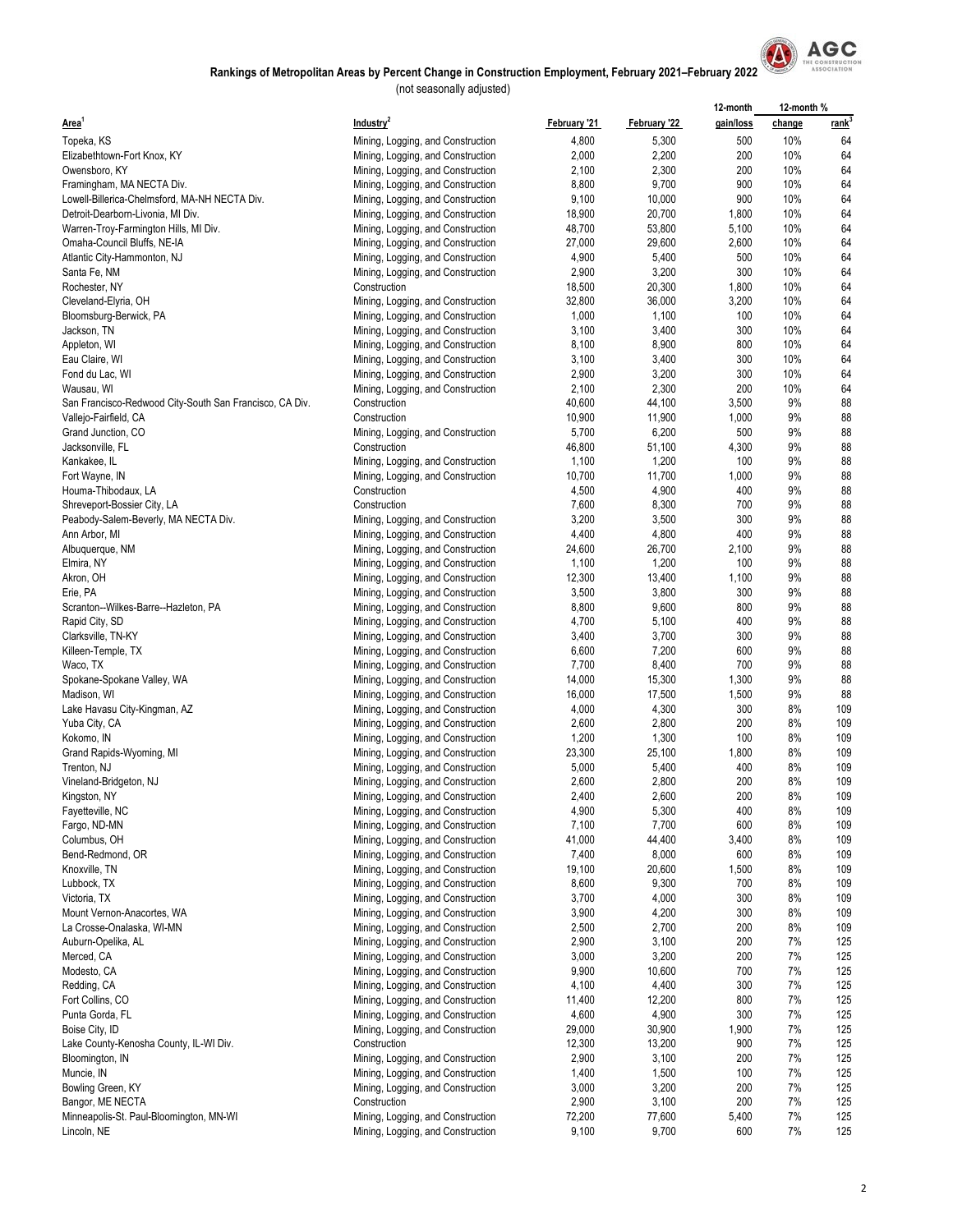# Rankings of Metropolitan Areas by Percent Change in Construction Employment, February 2021–February 2022

(not seasonally adjusted)

| Area[1] | Industry[2] | February '21 | February '22 | 12-month gain/loss | 12-month % change | 12-month % rank[3] |
|---|---|---|---|---|---|---|
| Topeka, KS | Mining, Logging, and Construction | 4,800 | 5,300 | 500 | 10% | 64 |
| Elizabethtown-Fort Knox, KY | Mining, Logging, and Construction | 2,000 | 2,200 | 200 | 10% | 64 |
| Owensboro, KY | Mining, Logging, and Construction | 2,100 | 2,300 | 200 | 10% | 64 |
| Framingham, MA NECTA Div. | Mining, Logging, and Construction | 8,800 | 9,700 | 900 | 10% | 64 |
| Lowell-Billerica-Chelmsford, MA-NH NECTA Div. | Mining, Logging, and Construction | 9,100 | 10,000 | 900 | 10% | 64 |
| Detroit-Dearborn-Livonia, MI Div. | Mining, Logging, and Construction | 18,900 | 20,700 | 1,800 | 10% | 64 |
| Warren-Troy-Farmington Hills, MI Div. | Mining, Logging, and Construction | 48,700 | 53,800 | 5,100 | 10% | 64 |
| Omaha-Council Bluffs, NE-IA | Mining, Logging, and Construction | 27,000 | 29,600 | 2,600 | 10% | 64 |
| Atlantic City-Hammonton, NJ | Mining, Logging, and Construction | 4,900 | 5,400 | 500 | 10% | 64 |
| Santa Fe, NM | Mining, Logging, and Construction | 2,900 | 3,200 | 300 | 10% | 64 |
| Rochester, NY | Construction | 18,500 | 20,300 | 1,800 | 10% | 64 |
| Cleveland-Elyria, OH | Mining, Logging, and Construction | 32,800 | 36,000 | 3,200 | 10% | 64 |
| Bloomsburg-Berwick, PA | Mining, Logging, and Construction | 1,000 | 1,100 | 100 | 10% | 64 |
| Jackson, TN | Mining, Logging, and Construction | 3,100 | 3,400 | 300 | 10% | 64 |
| Appleton, WI | Mining, Logging, and Construction | 8,100 | 8,900 | 800 | 10% | 64 |
| Eau Claire, WI | Mining, Logging, and Construction | 3,100 | 3,400 | 300 | 10% | 64 |
| Fond du Lac, WI | Mining, Logging, and Construction | 2,900 | 3,200 | 300 | 10% | 64 |
| Wausau, WI | Mining, Logging, and Construction | 2,100 | 2,300 | 200 | 10% | 64 |
| San Francisco-Redwood City-South San Francisco, CA Div. | Construction | 40,600 | 44,100 | 3,500 | 9% | 88 |
| Vallejo-Fairfield, CA | Construction | 10,900 | 11,900 | 1,000 | 9% | 88 |
| Grand Junction, CO | Mining, Logging, and Construction | 5,700 | 6,200 | 500 | 9% | 88 |
| Jacksonville, FL | Construction | 46,800 | 51,100 | 4,300 | 9% | 88 |
| Kankakee, IL | Mining, Logging, and Construction | 1,100 | 1,200 | 100 | 9% | 88 |
| Fort Wayne, IN | Mining, Logging, and Construction | 10,700 | 11,700 | 1,000 | 9% | 88 |
| Houma-Thibodaux, LA | Construction | 4,500 | 4,900 | 400 | 9% | 88 |
| Shreveport-Bossier City, LA | Construction | 7,600 | 8,300 | 700 | 9% | 88 |
| Peabody-Salem-Beverly, MA NECTA Div. | Mining, Logging, and Construction | 3,200 | 3,500 | 300 | 9% | 88 |
| Ann Arbor, MI | Mining, Logging, and Construction | 4,400 | 4,800 | 400 | 9% | 88 |
| Albuquerque, NM | Mining, Logging, and Construction | 24,600 | 26,700 | 2,100 | 9% | 88 |
| Elmira, NY | Mining, Logging, and Construction | 1,100 | 1,200 | 100 | 9% | 88 |
| Akron, OH | Mining, Logging, and Construction | 12,300 | 13,400 | 1,100 | 9% | 88 |
| Erie, PA | Mining, Logging, and Construction | 3,500 | 3,800 | 300 | 9% | 88 |
| Scranton--Wilkes-Barre--Hazleton, PA | Mining, Logging, and Construction | 8,800 | 9,600 | 800 | 9% | 88 |
| Rapid City, SD | Mining, Logging, and Construction | 4,700 | 5,100 | 400 | 9% | 88 |
| Clarksville, TN-KY | Mining, Logging, and Construction | 3,400 | 3,700 | 300 | 9% | 88 |
| Killeen-Temple, TX | Mining, Logging, and Construction | 6,600 | 7,200 | 600 | 9% | 88 |
| Waco, TX | Mining, Logging, and Construction | 7,700 | 8,400 | 700 | 9% | 88 |
| Spokane-Spokane Valley, WA | Mining, Logging, and Construction | 14,000 | 15,300 | 1,300 | 9% | 88 |
| Madison, WI | Mining, Logging, and Construction | 16,000 | 17,500 | 1,500 | 9% | 88 |
| Lake Havasu City-Kingman, AZ | Mining, Logging, and Construction | 4,000 | 4,300 | 300 | 8% | 109 |
| Yuba City, CA | Mining, Logging, and Construction | 2,600 | 2,800 | 200 | 8% | 109 |
| Kokomo, IN | Mining, Logging, and Construction | 1,200 | 1,300 | 100 | 8% | 109 |
| Grand Rapids-Wyoming, MI | Mining, Logging, and Construction | 23,300 | 25,100 | 1,800 | 8% | 109 |
| Trenton, NJ | Mining, Logging, and Construction | 5,000 | 5,400 | 400 | 8% | 109 |
| Vineland-Bridgeton, NJ | Mining, Logging, and Construction | 2,600 | 2,800 | 200 | 8% | 109 |
| Kingston, NY | Mining, Logging, and Construction | 2,400 | 2,600 | 200 | 8% | 109 |
| Fayetteville, NC | Mining, Logging, and Construction | 4,900 | 5,300 | 400 | 8% | 109 |
| Fargo, ND-MN | Mining, Logging, and Construction | 7,100 | 7,700 | 600 | 8% | 109 |
| Columbus, OH | Mining, Logging, and Construction | 41,000 | 44,400 | 3,400 | 8% | 109 |
| Bend-Redmond, OR | Mining, Logging, and Construction | 7,400 | 8,000 | 600 | 8% | 109 |
| Knoxville, TN | Mining, Logging, and Construction | 19,100 | 20,600 | 1,500 | 8% | 109 |
| Lubbock, TX | Mining, Logging, and Construction | 8,600 | 9,300 | 700 | 8% | 109 |
| Victoria, TX | Mining, Logging, and Construction | 3,700 | 4,000 | 300 | 8% | 109 |
| Mount Vernon-Anacortes, WA | Mining, Logging, and Construction | 3,900 | 4,200 | 300 | 8% | 109 |
| La Crosse-Onalaska, WI-MN | Mining, Logging, and Construction | 2,500 | 2,700 | 200 | 8% | 109 |
| Auburn-Opelika, AL | Mining, Logging, and Construction | 2,900 | 3,100 | 200 | 7% | 125 |
| Merced, CA | Mining, Logging, and Construction | 3,000 | 3,200 | 200 | 7% | 125 |
| Modesto, CA | Mining, Logging, and Construction | 9,900 | 10,600 | 700 | 7% | 125 |
| Redding, CA | Mining, Logging, and Construction | 4,100 | 4,400 | 300 | 7% | 125 |
| Fort Collins, CO | Mining, Logging, and Construction | 11,400 | 12,200 | 800 | 7% | 125 |
| Punta Gorda, FL | Mining, Logging, and Construction | 4,600 | 4,900 | 300 | 7% | 125 |
| Boise City, ID | Mining, Logging, and Construction | 29,000 | 30,900 | 1,900 | 7% | 125 |
| Lake County-Kenosha County, IL-WI Div. | Construction | 12,300 | 13,200 | 900 | 7% | 125 |
| Bloomington, IN | Mining, Logging, and Construction | 2,900 | 3,100 | 200 | 7% | 125 |
| Muncie, IN | Mining, Logging, and Construction | 1,400 | 1,500 | 100 | 7% | 125 |
| Bowling Green, KY | Mining, Logging, and Construction | 3,000 | 3,200 | 200 | 7% | 125 |
| Bangor, ME NECTA | Construction | 2,900 | 3,100 | 200 | 7% | 125 |
| Minneapolis-St. Paul-Bloomington, MN-WI | Mining, Logging, and Construction | 72,200 | 77,600 | 5,400 | 7% | 125 |
| Lincoln, NE | Mining, Logging, and Construction | 9,100 | 9,700 | 600 | 7% | 125 |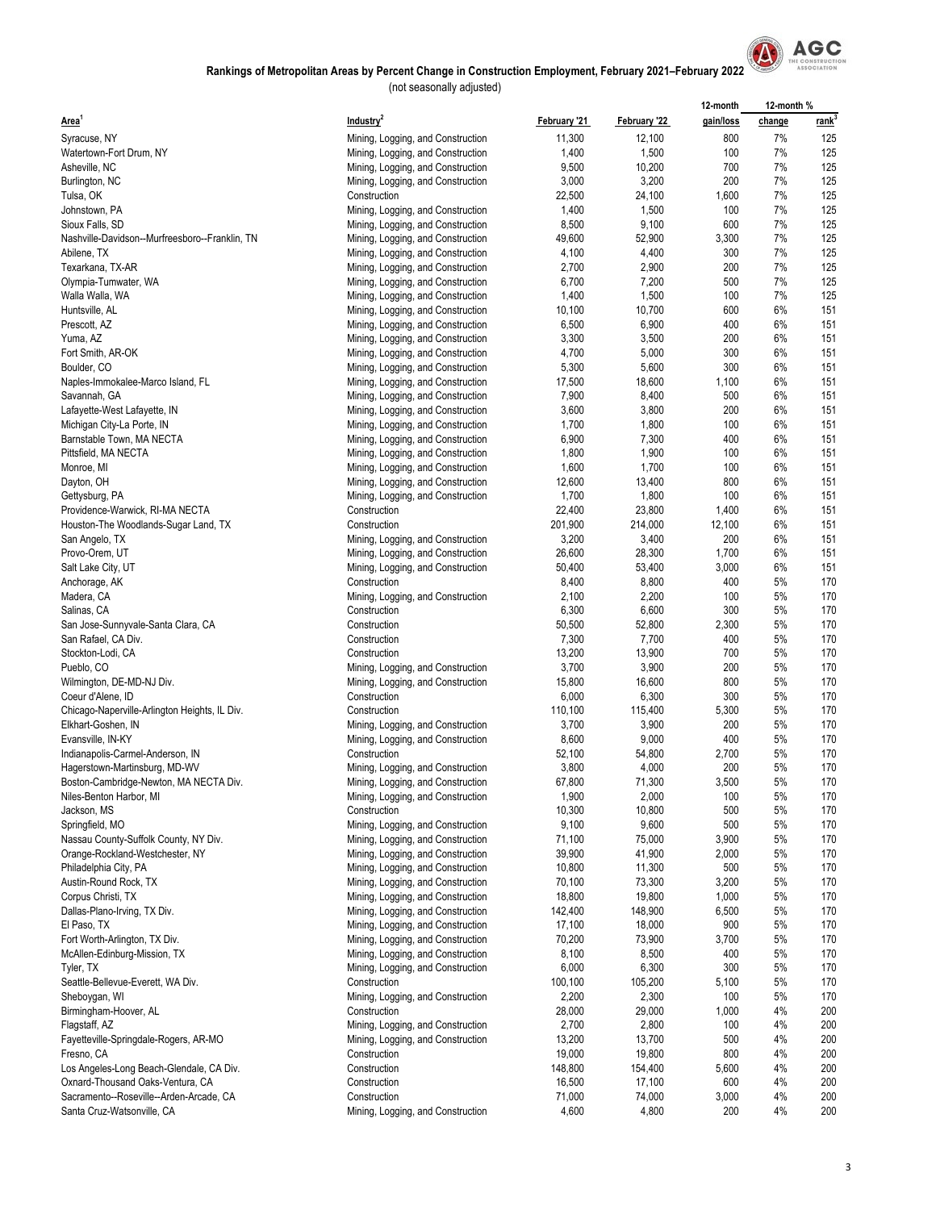## Rankings of Metropolitan Areas by Percent Change in Construction Employment, February 2021–February 2022

(not seasonally adjusted)

| Area[1] | Industry[2] | February '21 | February '22 | 12-month gain/loss | 12-month % change | 12-month % rank[3] |
|---|---|---|---|---|---|---|
| Syracuse, NY | Mining, Logging, and Construction | 11,300 | 12,100 | 800 | 7% | 125 |
| Watertown-Fort Drum, NY | Mining, Logging, and Construction | 1,400 | 1,500 | 100 | 7% | 125 |
| Asheville, NC | Mining, Logging, and Construction | 9,500 | 10,200 | 700 | 7% | 125 |
| Burlington, NC | Mining, Logging, and Construction | 3,000 | 3,200 | 200 | 7% | 125 |
| Tulsa, OK | Construction | 22,500 | 24,100 | 1,600 | 7% | 125 |
| Johnstown, PA | Mining, Logging, and Construction | 1,400 | 1,500 | 100 | 7% | 125 |
| Sioux Falls, SD | Mining, Logging, and Construction | 8,500 | 9,100 | 600 | 7% | 125 |
| Nashville-Davidson--Murfreesboro--Franklin, TN | Mining, Logging, and Construction | 49,600 | 52,900 | 3,300 | 7% | 125 |
| Abilene, TX | Mining, Logging, and Construction | 4,100 | 4,400 | 300 | 7% | 125 |
| Texarkana, TX-AR | Mining, Logging, and Construction | 2,700 | 2,900 | 200 | 7% | 125 |
| Olympia-Tumwater, WA | Mining, Logging, and Construction | 6,700 | 7,200 | 500 | 7% | 125 |
| Walla Walla, WA | Mining, Logging, and Construction | 1,400 | 1,500 | 100 | 7% | 125 |
| Huntsville, AL | Mining, Logging, and Construction | 10,100 | 10,700 | 600 | 6% | 151 |
| Prescott, AZ | Mining, Logging, and Construction | 6,500 | 6,900 | 400 | 6% | 151 |
| Yuma, AZ | Mining, Logging, and Construction | 3,300 | 3,500 | 200 | 6% | 151 |
| Fort Smith, AR-OK | Mining, Logging, and Construction | 4,700 | 5,000 | 300 | 6% | 151 |
| Boulder, CO | Mining, Logging, and Construction | 5,300 | 5,600 | 300 | 6% | 151 |
| Naples-Immokalee-Marco Island, FL | Mining, Logging, and Construction | 17,500 | 18,600 | 1,100 | 6% | 151 |
| Savannah, GA | Mining, Logging, and Construction | 7,900 | 8,400 | 500 | 6% | 151 |
| Lafayette-West Lafayette, IN | Mining, Logging, and Construction | 3,600 | 3,800 | 200 | 6% | 151 |
| Michigan City-La Porte, IN | Mining, Logging, and Construction | 1,700 | 1,800 | 100 | 6% | 151 |
| Barnstable Town, MA NECTA | Mining, Logging, and Construction | 6,900 | 7,300 | 400 | 6% | 151 |
| Pittsfield, MA NECTA | Mining, Logging, and Construction | 1,800 | 1,900 | 100 | 6% | 151 |
| Monroe, MI | Mining, Logging, and Construction | 1,600 | 1,700 | 100 | 6% | 151 |
| Dayton, OH | Mining, Logging, and Construction | 12,600 | 13,400 | 800 | 6% | 151 |
| Gettysburg, PA | Mining, Logging, and Construction | 1,700 | 1,800 | 100 | 6% | 151 |
| Providence-Warwick, RI-MA NECTA | Construction | 22,400 | 23,800 | 1,400 | 6% | 151 |
| Houston-The Woodlands-Sugar Land, TX | Construction | 201,900 | 214,000 | 12,100 | 6% | 151 |
| San Angelo, TX | Mining, Logging, and Construction | 3,200 | 3,400 | 200 | 6% | 151 |
| Provo-Orem, UT | Mining, Logging, and Construction | 26,600 | 28,300 | 1,700 | 6% | 151 |
| Salt Lake City, UT | Mining, Logging, and Construction | 50,400 | 53,400 | 3,000 | 6% | 151 |
| Anchorage, AK | Construction | 8,400 | 8,800 | 400 | 5% | 170 |
| Madera, CA | Mining, Logging, and Construction | 2,100 | 2,200 | 100 | 5% | 170 |
| Salinas, CA | Construction | 6,300 | 6,600 | 300 | 5% | 170 |
| San Jose-Sunnyvale-Santa Clara, CA | Construction | 50,500 | 52,800 | 2,300 | 5% | 170 |
| San Rafael, CA Div. | Construction | 7,300 | 7,700 | 400 | 5% | 170 |
| Stockton-Lodi, CA | Construction | 13,200 | 13,900 | 700 | 5% | 170 |
| Pueblo, CO | Mining, Logging, and Construction | 3,700 | 3,900 | 200 | 5% | 170 |
| Wilmington, DE-MD-NJ Div. | Mining, Logging, and Construction | 15,800 | 16,600 | 800 | 5% | 170 |
| Coeur d'Alene, ID | Construction | 6,000 | 6,300 | 300 | 5% | 170 |
| Chicago-Naperville-Arlington Heights, IL Div. | Construction | 110,100 | 115,400 | 5,300 | 5% | 170 |
| Elkhart-Goshen, IN | Mining, Logging, and Construction | 3,700 | 3,900 | 200 | 5% | 170 |
| Evansville, IN-KY | Mining, Logging, and Construction | 8,600 | 9,000 | 400 | 5% | 170 |
| Indianapolis-Carmel-Anderson, IN | Construction | 52,100 | 54,800 | 2,700 | 5% | 170 |
| Hagerstown-Martinsburg, MD-WV | Mining, Logging, and Construction | 3,800 | 4,000 | 200 | 5% | 170 |
| Boston-Cambridge-Newton, MA NECTA Div. | Mining, Logging, and Construction | 67,800 | 71,300 | 3,500 | 5% | 170 |
| Niles-Benton Harbor, MI | Mining, Logging, and Construction | 1,900 | 2,000 | 100 | 5% | 170 |
| Jackson, MS | Construction | 10,300 | 10,800 | 500 | 5% | 170 |
| Springfield, MO | Mining, Logging, and Construction | 9,100 | 9,600 | 500 | 5% | 170 |
| Nassau County-Suffolk County, NY Div. | Mining, Logging, and Construction | 71,100 | 75,000 | 3,900 | 5% | 170 |
| Orange-Rockland-Westchester, NY | Mining, Logging, and Construction | 39,900 | 41,900 | 2,000 | 5% | 170 |
| Philadelphia City, PA | Mining, Logging, and Construction | 10,800 | 11,300 | 500 | 5% | 170 |
| Austin-Round Rock, TX | Mining, Logging, and Construction | 70,100 | 73,300 | 3,200 | 5% | 170 |
| Corpus Christi, TX | Mining, Logging, and Construction | 18,800 | 19,800 | 1,000 | 5% | 170 |
| Dallas-Plano-Irving, TX Div. | Mining, Logging, and Construction | 142,400 | 148,900 | 6,500 | 5% | 170 |
| El Paso, TX | Mining, Logging, and Construction | 17,100 | 18,000 | 900 | 5% | 170 |
| Fort Worth-Arlington, TX Div. | Mining, Logging, and Construction | 70,200 | 73,900 | 3,700 | 5% | 170 |
| McAllen-Edinburg-Mission, TX | Mining, Logging, and Construction | 8,100 | 8,500 | 400 | 5% | 170 |
| Tyler, TX | Mining, Logging, and Construction | 6,000 | 6,300 | 300 | 5% | 170 |
| Seattle-Bellevue-Everett, WA Div. | Construction | 100,100 | 105,200 | 5,100 | 5% | 170 |
| Sheboygan, WI | Mining, Logging, and Construction | 2,200 | 2,300 | 100 | 5% | 170 |
| Birmingham-Hoover, AL | Construction | 28,000 | 29,000 | 1,000 | 4% | 200 |
| Flagstaff, AZ | Mining, Logging, and Construction | 2,700 | 2,800 | 100 | 4% | 200 |
| Fayetteville-Springdale-Rogers, AR-MO | Mining, Logging, and Construction | 13,200 | 13,700 | 500 | 4% | 200 |
| Fresno, CA | Construction | 19,000 | 19,800 | 800 | 4% | 200 |
| Los Angeles-Long Beach-Glendale, CA Div. | Construction | 148,800 | 154,400 | 5,600 | 4% | 200 |
| Oxnard-Thousand Oaks-Ventura, CA | Construction | 16,500 | 17,100 | 600 | 4% | 200 |
| Sacramento--Roseville--Arden-Arcade, CA | Construction | 71,000 | 74,000 | 3,000 | 4% | 200 |
| Santa Cruz-Watsonville, CA | Mining, Logging, and Construction | 4,600 | 4,800 | 200 | 4% | 200 |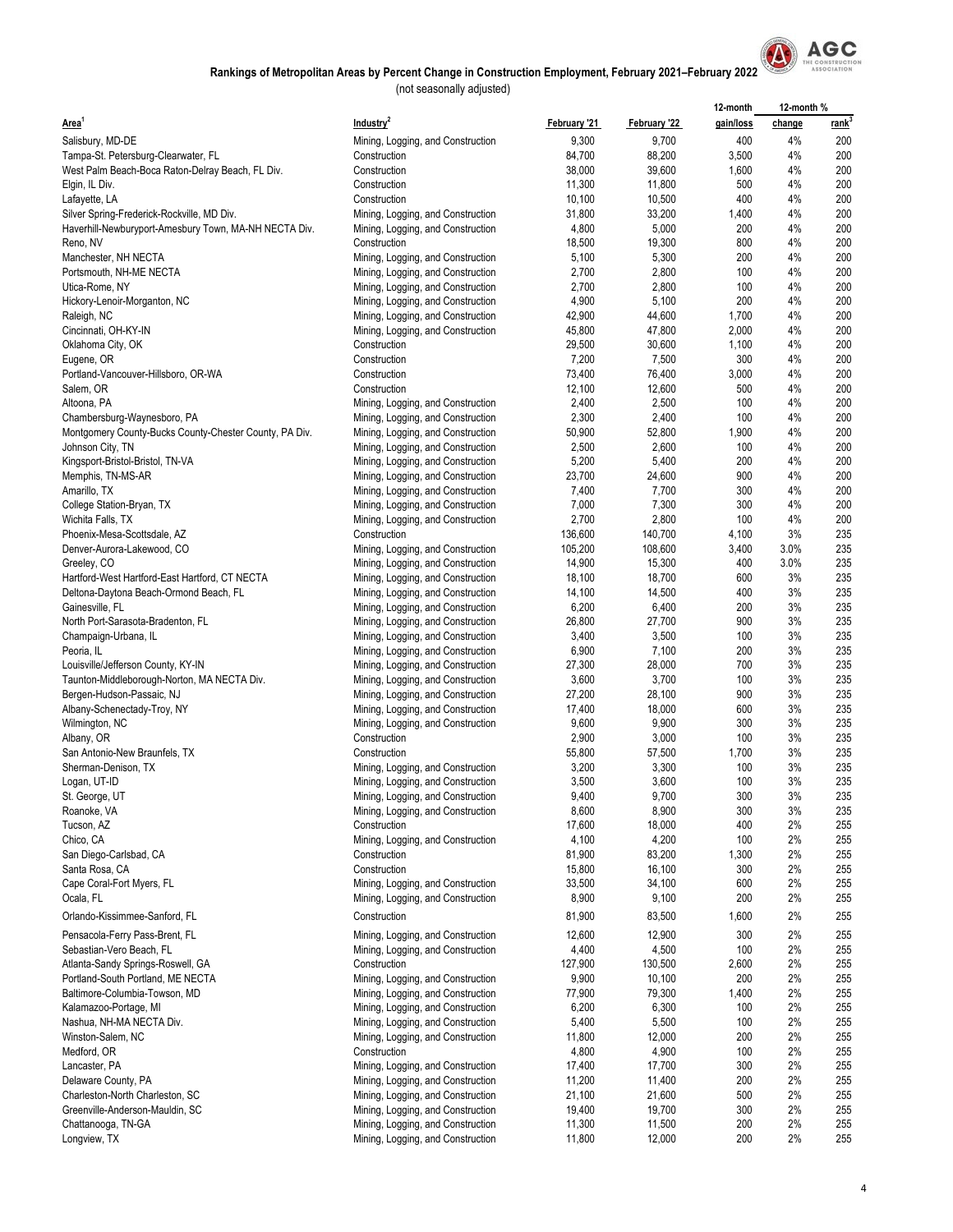## Rankings of Metropolitan Areas by Percent Change in Construction Employment, February 2021–February 2022

(not seasonally adjusted)

| Area[1] | Industry[2] | February '21 | February '22 | 12-month gain/loss | 12-month % change | 12-month % rank[3] |
|---|---|---|---|---|---|---|
| Salisbury, MD-DE | Mining, Logging, and Construction | 9,300 | 9,700 | 400 | 4% | 200 |
| Tampa-St. Petersburg-Clearwater, FL | Construction | 84,700 | 88,200 | 3,500 | 4% | 200 |
| West Palm Beach-Boca Raton-Delray Beach, FL Div. | Construction | 38,000 | 39,600 | 1,600 | 4% | 200 |
| Elgin, IL Div. | Construction | 11,300 | 11,800 | 500 | 4% | 200 |
| Lafayette, LA | Construction | 10,100 | 10,500 | 400 | 4% | 200 |
| Silver Spring-Frederick-Rockville, MD Div. | Mining, Logging, and Construction | 31,800 | 33,200 | 1,400 | 4% | 200 |
| Haverhill-Newburyport-Amesbury Town, MA-NH NECTA Div. | Mining, Logging, and Construction | 4,800 | 5,000 | 200 | 4% | 200 |
| Reno, NV | Construction | 18,500 | 19,300 | 800 | 4% | 200 |
| Manchester, NH NECTA | Mining, Logging, and Construction | 5,100 | 5,300 | 200 | 4% | 200 |
| Portsmouth, NH-ME NECTA | Mining, Logging, and Construction | 2,700 | 2,800 | 100 | 4% | 200 |
| Utica-Rome, NY | Mining, Logging, and Construction | 2,700 | 2,800 | 100 | 4% | 200 |
| Hickory-Lenoir-Morganton, NC | Mining, Logging, and Construction | 4,900 | 5,100 | 200 | 4% | 200 |
| Raleigh, NC | Mining, Logging, and Construction | 42,900 | 44,600 | 1,700 | 4% | 200 |
| Cincinnati, OH-KY-IN | Mining, Logging, and Construction | 45,800 | 47,800 | 2,000 | 4% | 200 |
| Oklahoma City, OK | Construction | 29,500 | 30,600 | 1,100 | 4% | 200 |
| Eugene, OR | Construction | 7,200 | 7,500 | 300 | 4% | 200 |
| Portland-Vancouver-Hillsboro, OR-WA | Construction | 73,400 | 76,400 | 3,000 | 4% | 200 |
| Salem, OR | Construction | 12,100 | 12,600 | 500 | 4% | 200 |
| Altoona, PA | Mining, Logging, and Construction | 2,400 | 2,500 | 100 | 4% | 200 |
| Chambersburg-Waynesboro, PA | Mining, Logging, and Construction | 2,300 | 2,400 | 100 | 4% | 200 |
| Montgomery County-Bucks County-Chester County, PA Div. | Mining, Logging, and Construction | 50,900 | 52,800 | 1,900 | 4% | 200 |
| Johnson City, TN | Mining, Logging, and Construction | 2,500 | 2,600 | 100 | 4% | 200 |
| Kingsport-Bristol-Bristol, TN-VA | Mining, Logging, and Construction | 5,200 | 5,400 | 200 | 4% | 200 |
| Memphis, TN-MS-AR | Mining, Logging, and Construction | 23,700 | 24,600 | 900 | 4% | 200 |
| Amarillo, TX | Mining, Logging, and Construction | 7,400 | 7,700 | 300 | 4% | 200 |
| College Station-Bryan, TX | Mining, Logging, and Construction | 7,000 | 7,300 | 300 | 4% | 200 |
| Wichita Falls, TX | Mining, Logging, and Construction | 2,700 | 2,800 | 100 | 4% | 200 |
| Phoenix-Mesa-Scottsdale, AZ | Construction | 136,600 | 140,700 | 4,100 | 3% | 235 |
| Denver-Aurora-Lakewood, CO | Mining, Logging, and Construction | 105,200 | 108,600 | 3,400 | 3.0% | 235 |
| Greeley, CO | Mining, Logging, and Construction | 14,900 | 15,300 | 400 | 3.0% | 235 |
| Hartford-West Hartford-East Hartford, CT NECTA | Mining, Logging, and Construction | 18,100 | 18,700 | 600 | 3% | 235 |
| Deltona-Daytona Beach-Ormond Beach, FL | Mining, Logging, and Construction | 14,100 | 14,500 | 400 | 3% | 235 |
| Gainesville, FL | Mining, Logging, and Construction | 6,200 | 6,400 | 200 | 3% | 235 |
| North Port-Sarasota-Bradenton, FL | Mining, Logging, and Construction | 26,800 | 27,700 | 900 | 3% | 235 |
| Champaign-Urbana, IL | Mining, Logging, and Construction | 3,400 | 3,500 | 100 | 3% | 235 |
| Peoria, IL | Mining, Logging, and Construction | 6,900 | 7,100 | 200 | 3% | 235 |
| Louisville/Jefferson County, KY-IN | Mining, Logging, and Construction | 27,300 | 28,000 | 700 | 3% | 235 |
| Taunton-Middleborough-Norton, MA NECTA Div. | Mining, Logging, and Construction | 3,600 | 3,700 | 100 | 3% | 235 |
| Bergen-Hudson-Passaic, NJ | Mining, Logging, and Construction | 27,200 | 28,100 | 900 | 3% | 235 |
| Albany-Schenectady-Troy, NY | Mining, Logging, and Construction | 17,400 | 18,000 | 600 | 3% | 235 |
| Wilmington, NC | Mining, Logging, and Construction | 9,600 | 9,900 | 300 | 3% | 235 |
| Albany, OR | Construction | 2,900 | 3,000 | 100 | 3% | 235 |
| San Antonio-New Braunfels, TX | Construction | 55,800 | 57,500 | 1,700 | 3% | 235 |
| Sherman-Denison, TX | Mining, Logging, and Construction | 3,200 | 3,300 | 100 | 3% | 235 |
| Logan, UT-ID | Mining, Logging, and Construction | 3,500 | 3,600 | 100 | 3% | 235 |
| St. George, UT | Mining, Logging, and Construction | 9,400 | 9,700 | 300 | 3% | 235 |
| Roanoke, VA | Mining, Logging, and Construction | 8,600 | 8,900 | 300 | 3% | 235 |
| Tucson, AZ | Construction | 17,600 | 18,000 | 400 | 2% | 255 |
| Chico, CA | Mining, Logging, and Construction | 4,100 | 4,200 | 100 | 2% | 255 |
| San Diego-Carlsbad, CA | Construction | 81,900 | 83,200 | 1,300 | 2% | 255 |
| Santa Rosa, CA | Construction | 15,800 | 16,100 | 300 | 2% | 255 |
| Cape Coral-Fort Myers, FL | Mining, Logging, and Construction | 33,500 | 34,100 | 600 | 2% | 255 |
| Ocala, FL | Mining, Logging, and Construction | 8,900 | 9,100 | 200 | 2% | 255 |
| Orlando-Kissimmee-Sanford, FL | Construction | 81,900 | 83,500 | 1,600 | 2% | 255 |
| Pensacola-Ferry Pass-Brent, FL | Mining, Logging, and Construction | 12,600 | 12,900 | 300 | 2% | 255 |
| Sebastian-Vero Beach, FL | Mining, Logging, and Construction | 4,400 | 4,500 | 100 | 2% | 255 |
| Atlanta-Sandy Springs-Roswell, GA | Construction | 127,900 | 130,500 | 2,600 | 2% | 255 |
| Portland-South Portland, ME NECTA | Mining, Logging, and Construction | 9,900 | 10,100 | 200 | 2% | 255 |
| Baltimore-Columbia-Towson, MD | Mining, Logging, and Construction | 77,900 | 79,300 | 1,400 | 2% | 255 |
| Kalamazoo-Portage, MI | Mining, Logging, and Construction | 6,200 | 6,300 | 100 | 2% | 255 |
| Nashua, NH-MA NECTA Div. | Mining, Logging, and Construction | 5,400 | 5,500 | 100 | 2% | 255 |
| Winston-Salem, NC | Mining, Logging, and Construction | 11,800 | 12,000 | 200 | 2% | 255 |
| Medford, OR | Construction | 4,800 | 4,900 | 100 | 2% | 255 |
| Lancaster, PA | Mining, Logging, and Construction | 17,400 | 17,700 | 300 | 2% | 255 |
| Delaware County, PA | Mining, Logging, and Construction | 11,200 | 11,400 | 200 | 2% | 255 |
| Charleston-North Charleston, SC | Mining, Logging, and Construction | 21,100 | 21,600 | 500 | 2% | 255 |
| Greenville-Anderson-Mauldin, SC | Mining, Logging, and Construction | 19,400 | 19,700 | 300 | 2% | 255 |
| Chattanooga, TN-GA | Mining, Logging, and Construction | 11,300 | 11,500 | 200 | 2% | 255 |
| Longview, TX | Mining, Logging, and Construction | 11,800 | 12,000 | 200 | 2% | 255 |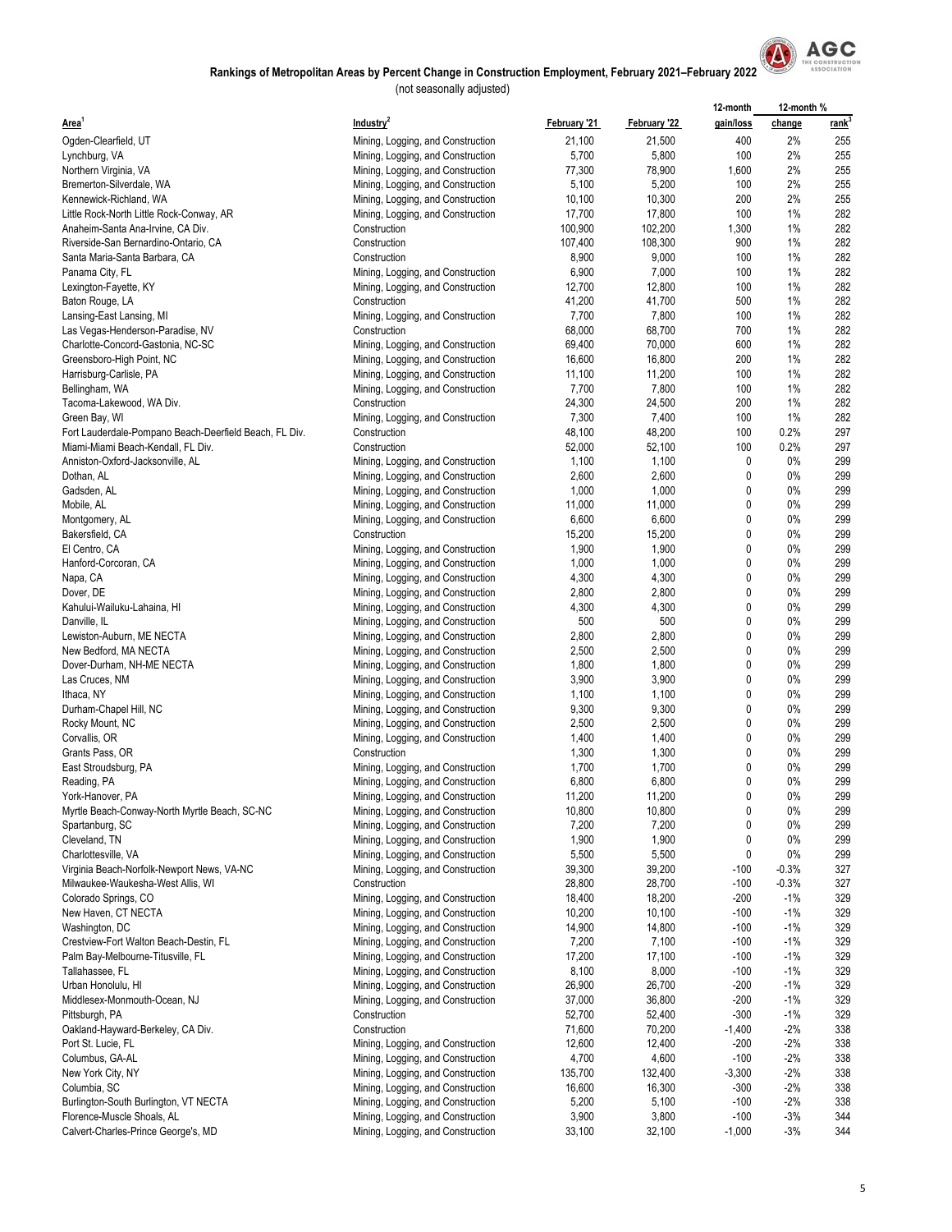# Rankings of Metropolitan Areas by Percent Change in Construction Employment, February 2021–February 2022

(not seasonally adjusted)

| Area[1] | Industry[2] | February '21 | February '22 | 12-month gain/loss | 12-month % change | 12-month % rank[3] |
|---|---|---|---|---|---|---|
| Ogden-Clearfield, UT | Mining, Logging, and Construction | 21,100 | 21,500 | 400 | 2% | 255 |
| Lynchburg, VA | Mining, Logging, and Construction | 5,700 | 5,800 | 100 | 2% | 255 |
| Northern Virginia, VA | Mining, Logging, and Construction | 77,300 | 78,900 | 1,600 | 2% | 255 |
| Bremerton-Silverdale, WA | Mining, Logging, and Construction | 5,100 | 5,200 | 100 | 2% | 255 |
| Kennewick-Richland, WA | Mining, Logging, and Construction | 10,100 | 10,300 | 200 | 2% | 255 |
| Little Rock-North Little Rock-Conway, AR | Mining, Logging, and Construction | 17,700 | 17,800 | 100 | 1% | 282 |
| Anaheim-Santa Ana-Irvine, CA Div. | Construction | 100,900 | 102,200 | 1,300 | 1% | 282 |
| Riverside-San Bernardino-Ontario, CA | Construction | 107,400 | 108,300 | 900 | 1% | 282 |
| Santa Maria-Santa Barbara, CA | Construction | 8,900 | 9,000 | 100 | 1% | 282 |
| Panama City, FL | Mining, Logging, and Construction | 6,900 | 7,000 | 100 | 1% | 282 |
| Lexington-Fayette, KY | Mining, Logging, and Construction | 12,700 | 12,800 | 100 | 1% | 282 |
| Baton Rouge, LA | Construction | 41,200 | 41,700 | 500 | 1% | 282 |
| Lansing-East Lansing, MI | Mining, Logging, and Construction | 7,700 | 7,800 | 100 | 1% | 282 |
| Las Vegas-Henderson-Paradise, NV | Construction | 68,000 | 68,700 | 700 | 1% | 282 |
| Charlotte-Concord-Gastonia, NC-SC | Mining, Logging, and Construction | 69,400 | 70,000 | 600 | 1% | 282 |
| Greensboro-High Point, NC | Mining, Logging, and Construction | 16,600 | 16,800 | 200 | 1% | 282 |
| Harrisburg-Carlisle, PA | Mining, Logging, and Construction | 11,100 | 11,200 | 100 | 1% | 282 |
| Bellingham, WA | Mining, Logging, and Construction | 7,700 | 7,800 | 100 | 1% | 282 |
| Tacoma-Lakewood, WA Div. | Construction | 24,300 | 24,500 | 200 | 1% | 282 |
| Green Bay, WI | Mining, Logging, and Construction | 7,300 | 7,400 | 100 | 1% | 282 |
| Fort Lauderdale-Pompano Beach-Deerfield Beach, FL Div. | Construction | 48,100 | 48,200 | 100 | 0.2% | 297 |
| Miami-Miami Beach-Kendall, FL Div. | Construction | 52,000 | 52,100 | 100 | 0.2% | 297 |
| Anniston-Oxford-Jacksonville, AL | Mining, Logging, and Construction | 1,100 | 1,100 | 0 | 0% | 299 |
| Dothan, AL | Mining, Logging, and Construction | 2,600 | 2,600 | 0 | 0% | 299 |
| Gadsden, AL | Mining, Logging, and Construction | 1,000 | 1,000 | 0 | 0% | 299 |
| Mobile, AL | Mining, Logging, and Construction | 11,000 | 11,000 | 0 | 0% | 299 |
| Montgomery, AL | Mining, Logging, and Construction | 6,600 | 6,600 | 0 | 0% | 299 |
| Bakersfield, CA | Construction | 15,200 | 15,200 | 0 | 0% | 299 |
| El Centro, CA | Mining, Logging, and Construction | 1,900 | 1,900 | 0 | 0% | 299 |
| Hanford-Corcoran, CA | Mining, Logging, and Construction | 1,000 | 1,000 | 0 | 0% | 299 |
| Napa, CA | Mining, Logging, and Construction | 4,300 | 4,300 | 0 | 0% | 299 |
| Dover, DE | Mining, Logging, and Construction | 2,800 | 2,800 | 0 | 0% | 299 |
| Kahului-Wailuku-Lahaina, HI | Mining, Logging, and Construction | 4,300 | 4,300 | 0 | 0% | 299 |
| Danville, IL | Mining, Logging, and Construction | 500 | 500 | 0 | 0% | 299 |
| Lewiston-Auburn, ME NECTA | Mining, Logging, and Construction | 2,800 | 2,800 | 0 | 0% | 299 |
| New Bedford, MA NECTA | Mining, Logging, and Construction | 2,500 | 2,500 | 0 | 0% | 299 |
| Dover-Durham, NH-ME NECTA | Mining, Logging, and Construction | 1,800 | 1,800 | 0 | 0% | 299 |
| Las Cruces, NM | Mining, Logging, and Construction | 3,900 | 3,900 | 0 | 0% | 299 |
| Ithaca, NY | Mining, Logging, and Construction | 1,100 | 1,100 | 0 | 0% | 299 |
| Durham-Chapel Hill, NC | Mining, Logging, and Construction | 9,300 | 9,300 | 0 | 0% | 299 |
| Rocky Mount, NC | Mining, Logging, and Construction | 2,500 | 2,500 | 0 | 0% | 299 |
| Corvallis, OR | Mining, Logging, and Construction | 1,400 | 1,400 | 0 | 0% | 299 |
| Grants Pass, OR | Construction | 1,300 | 1,300 | 0 | 0% | 299 |
| East Stroudsburg, PA | Mining, Logging, and Construction | 1,700 | 1,700 | 0 | 0% | 299 |
| Reading, PA | Mining, Logging, and Construction | 6,800 | 6,800 | 0 | 0% | 299 |
| York-Hanover, PA | Mining, Logging, and Construction | 11,200 | 11,200 | 0 | 0% | 299 |
| Myrtle Beach-Conway-North Myrtle Beach, SC-NC | Mining, Logging, and Construction | 10,800 | 10,800 | 0 | 0% | 299 |
| Spartanburg, SC | Mining, Logging, and Construction | 7,200 | 7,200 | 0 | 0% | 299 |
| Cleveland, TN | Mining, Logging, and Construction | 1,900 | 1,900 | 0 | 0% | 299 |
| Charlottesville, VA | Mining, Logging, and Construction | 5,500 | 5,500 | 0 | 0% | 299 |
| Virginia Beach-Norfolk-Newport News, VA-NC | Mining, Logging, and Construction | 39,300 | 39,200 | -100 | -0.3% | 327 |
| Milwaukee-Waukesha-West Allis, WI | Construction | 28,800 | 28,700 | -100 | -0.3% | 327 |
| Colorado Springs, CO | Mining, Logging, and Construction | 18,400 | 18,200 | -200 | -1% | 329 |
| New Haven, CT NECTA | Mining, Logging, and Construction | 10,200 | 10,100 | -100 | -1% | 329 |
| Washington, DC | Mining, Logging, and Construction | 14,900 | 14,800 | -100 | -1% | 329 |
| Crestview-Fort Walton Beach-Destin, FL | Mining, Logging, and Construction | 7,200 | 7,100 | -100 | -1% | 329 |
| Palm Bay-Melbourne-Titusville, FL | Mining, Logging, and Construction | 17,200 | 17,100 | -100 | -1% | 329 |
| Tallahassee, FL | Mining, Logging, and Construction | 8,100 | 8,000 | -100 | -1% | 329 |
| Urban Honolulu, HI | Mining, Logging, and Construction | 26,900 | 26,700 | -200 | -1% | 329 |
| Middlesex-Monmouth-Ocean, NJ | Mining, Logging, and Construction | 37,000 | 36,800 | -200 | -1% | 329 |
| Pittsburgh, PA | Construction | 52,700 | 52,400 | -300 | -1% | 329 |
| Oakland-Hayward-Berkeley, CA Div. | Construction | 71,600 | 70,200 | -1,400 | -2% | 338 |
| Port St. Lucie, FL | Mining, Logging, and Construction | 12,600 | 12,400 | -200 | -2% | 338 |
| Columbus, GA-AL | Mining, Logging, and Construction | 4,700 | 4,600 | -100 | -2% | 338 |
| New York City, NY | Mining, Logging, and Construction | 135,700 | 132,400 | -3,300 | -2% | 338 |
| Columbia, SC | Mining, Logging, and Construction | 16,600 | 16,300 | -300 | -2% | 338 |
| Burlington-South Burlington, VT NECTA | Mining, Logging, and Construction | 5,200 | 5,100 | -100 | -2% | 338 |
| Florence-Muscle Shoals, AL | Mining, Logging, and Construction | 3,900 | 3,800 | -100 | -3% | 344 |
| Calvert-Charles-Prince George's, MD | Mining, Logging, and Construction | 33,100 | 32,100 | -1,000 | -3% | 344 |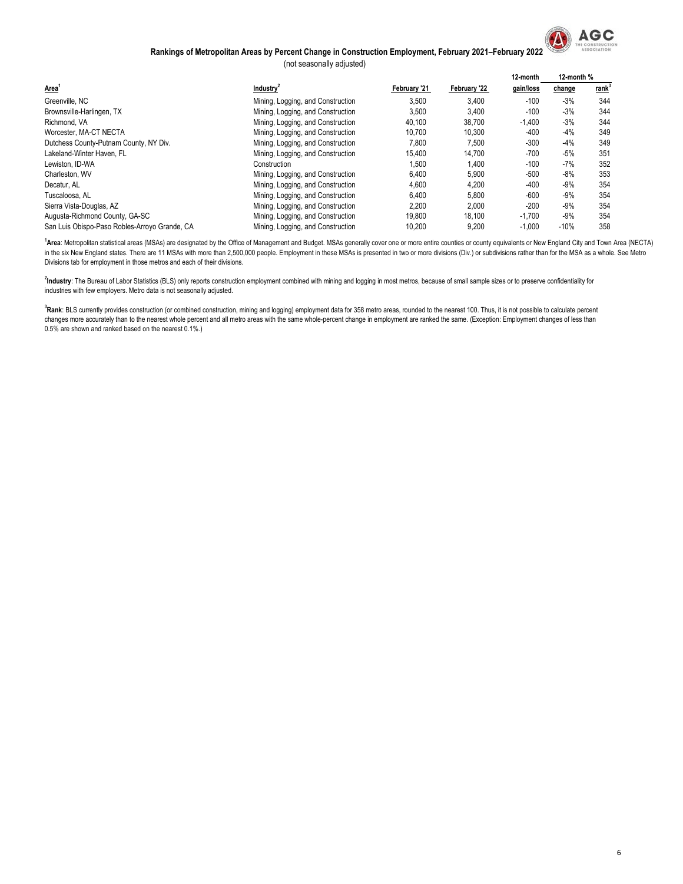**Rankings of Metropolitan Areas by Percent Change in Construction Employment, February 2021–February 2022**

(not seasonally adjusted)

| Area[1] | Industry[2] | February '21 | February '22 | 12-month gain/loss | 12-month % change | 12-month % rank[3] |
|---|---|---|---|---|---|---|
| Greenville, NC | Mining, Logging, and Construction | 3,500 | 3,400 | -100 | -3% | 344 |
| Brownsville-Harlingen, TX | Mining, Logging, and Construction | 3,500 | 3,400 | -100 | -3% | 344 |
| Richmond, VA | Mining, Logging, and Construction | 40,100 | 38,700 | -1,400 | -3% | 344 |
| Worcester, MA-CT NECTA | Mining, Logging, and Construction | 10,700 | 10,300 | -400 | -4% | 349 |
| Dutchess County-Putnam County, NY Div. | Mining, Logging, and Construction | 7,800 | 7,500 | -300 | -4% | 349 |
| Lakeland-Winter Haven, FL | Mining, Logging, and Construction | 15,400 | 14,700 | -700 | -5% | 351 |
| Lewiston, ID-WA | Construction | 1,500 | 1,400 | -100 | -7% | 352 |
| Charleston, WV | Mining, Logging, and Construction | 6,400 | 5,900 | -500 | -8% | 353 |
| Decatur, AL | Mining, Logging, and Construction | 4,600 | 4,200 | -400 | -9% | 354 |
| Tuscaloosa, AL | Mining, Logging, and Construction | 6,400 | 5,800 | -600 | -9% | 354 |
| Sierra Vista-Douglas, AZ | Mining, Logging, and Construction | 2,200 | 2,000 | -200 | -9% | 354 |
| Augusta-Richmond County, GA-SC | Mining, Logging, and Construction | 19,800 | 18,100 | -1,700 | -9% | 354 |
| San Luis Obispo-Paso Robles-Arroyo Grande, CA | Mining, Logging, and Construction | 10,200 | 9,200 | -1,000 | -10% | 358 |

[1]**Area**: Metropolitan statistical areas (MSAs) are designated by the Office of Management and Budget. MSAs generally cover one or more entire counties or county equivalents or New England City and Town Area (NECTA) in the six New England states. There are 11 MSAs with more than 2,500,000 people. Employment in these MSAs is presented in two or more divisions (Div.) or subdivisions rather than for the MSA as a whole. See Metro Divisions tab for employment in those metros and each of their divisions.

[2]**Industry**: The Bureau of Labor Statistics (BLS) only reports construction employment combined with mining and logging in most metros, because of small sample sizes or to preserve confidentiality for industries with few employers. Metro data is not seasonally adjusted.

[3]**Rank**: BLS currently provides construction (or combined construction, mining and logging) employment data for 358 metro areas, rounded to the nearest 100. Thus, it is not possible to calculate percent changes more accurately than to the nearest whole percent and all metro areas with the same whole-percent change in employment are ranked the same. (Exception: Employment changes of less than 0.5% are shown and ranked based on the nearest 0.1%.)